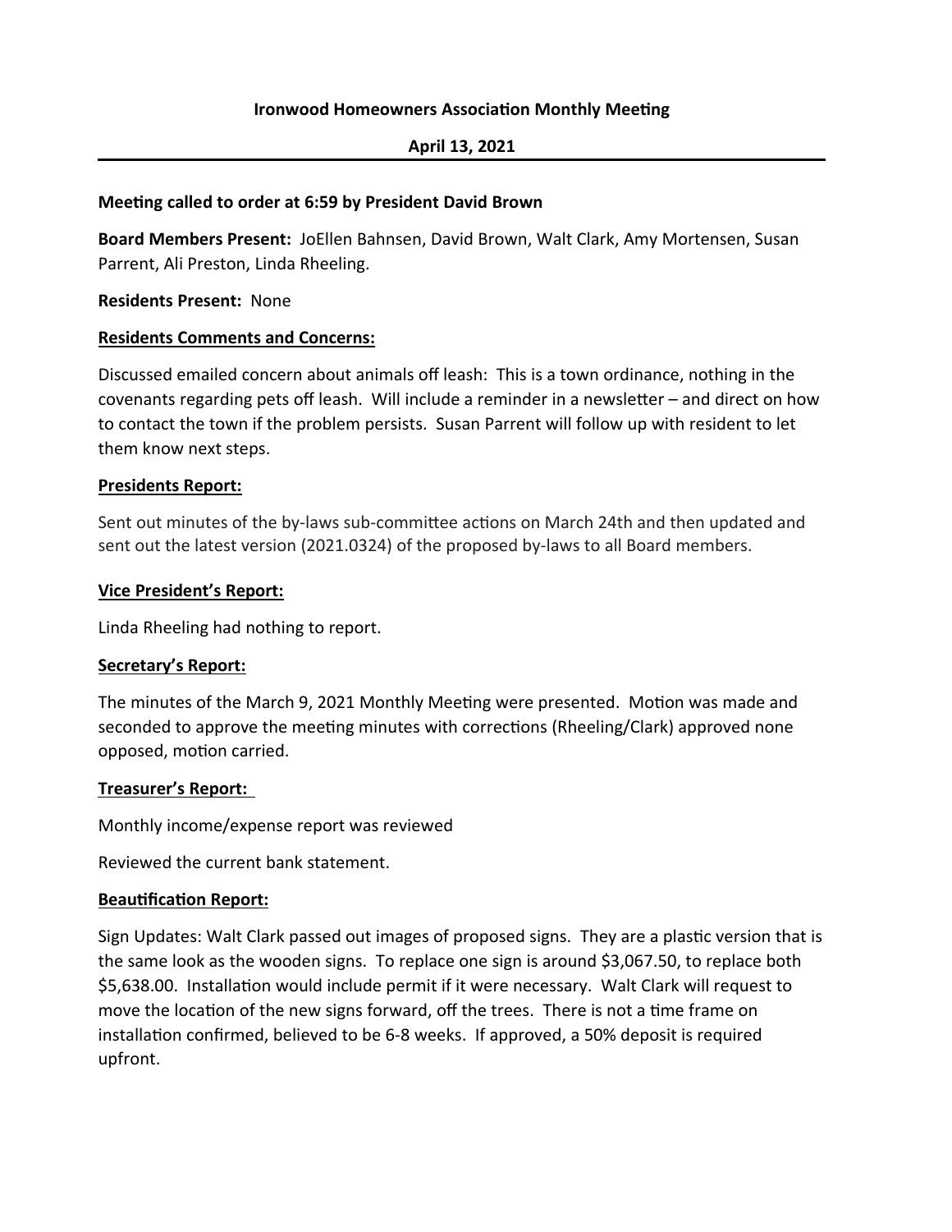**Ironwood Homeowners Association Monthly Meeting**

**April 13, 2021**

---

**Meeting called to order at 6:59 by President David Brown**

**Board Members Present:** JoEllen Bahnsen, David Brown, Walt Clark, Amy Mortensen, Susan Parrent, Ali Preston, Linda Rheeling.

**Residents Present:** None

**<u>Residents Comments and Concerns:</u>**

Discussed emailed concern about animals off leash: This is a town ordinance, nothing in the covenants regarding pets off leash. Will include a reminder in a newsletter – and direct on how to contact the town if the problem persists. Susan Parrent will follow up with resident to let them know next steps.

**<u>Presidents Report:</u>**

Sent out minutes of the by-laws sub-committee actions on March 24th and then updated and sent out the latest version (2021.0324) of the proposed by-laws to all Board members.

**<u>Vice President's Report:</u>**

Linda Rheeling had nothing to report.

**<u>Secretary's Report:</u>**

The minutes of the March 9, 2021 Monthly Meeting were presented. Motion was made and seconded to approve the meeting minutes with corrections (Rheeling/Clark) approved none opposed, motion carried.

**<u>Treasurer's Report:</u>**

Monthly income/expense report was reviewed

Reviewed the current bank statement.

**<u>Beautification Report:</u>**

Sign Updates: Walt Clark passed out images of proposed signs. They are a plastic version that is the same look as the wooden signs. To replace one sign is around $3,067.50, to replace both $5,638.00. Installation would include permit if it were necessary. Walt Clark will request to move the location of the new signs forward, off the trees. There is not a time frame on installation confirmed, believed to be 6-8 weeks. If approved, a 50% deposit is required upfront.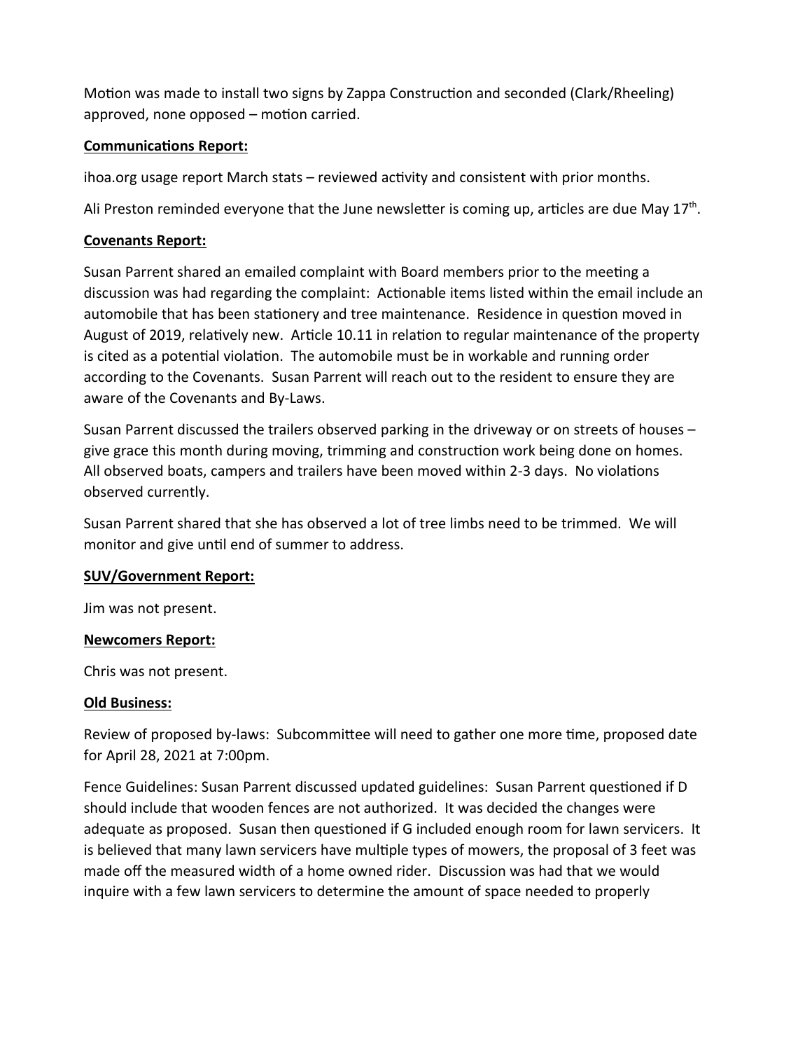Motion was made to install two signs by Zappa Construction and seconded (Clark/Rheeling) approved, none opposed – motion carried.

**Communications Report:**

ihoa.org usage report March stats – reviewed activity and consistent with prior months.

Ali Preston reminded everyone that the June newsletter is coming up, articles are due May 17th.

**Covenants Report:**

Susan Parrent shared an emailed complaint with Board members prior to the meeting a discussion was had regarding the complaint: Actionable items listed within the email include an automobile that has been stationery and tree maintenance. Residence in question moved in August of 2019, relatively new. Article 10.11 in relation to regular maintenance of the property is cited as a potential violation. The automobile must be in workable and running order according to the Covenants. Susan Parrent will reach out to the resident to ensure they are aware of the Covenants and By-Laws.

Susan Parrent discussed the trailers observed parking in the driveway or on streets of houses – give grace this month during moving, trimming and construction work being done on homes. All observed boats, campers and trailers have been moved within 2-3 days. No violations observed currently.

Susan Parrent shared that she has observed a lot of tree limbs need to be trimmed. We will monitor and give until end of summer to address.

**SUV/Government Report:**

Jim was not present.

**Newcomers Report:**

Chris was not present.

**Old Business:**

Review of proposed by-laws: Subcommittee will need to gather one more time, proposed date for April 28, 2021 at 7:00pm.

Fence Guidelines: Susan Parrent discussed updated guidelines: Susan Parrent questioned if D should include that wooden fences are not authorized. It was decided the changes were adequate as proposed. Susan then questioned if G included enough room for lawn servicers. It is believed that many lawn servicers have multiple types of mowers, the proposal of 3 feet was made off the measured width of a home owned rider. Discussion was had that we would inquire with a few lawn servicers to determine the amount of space needed to properly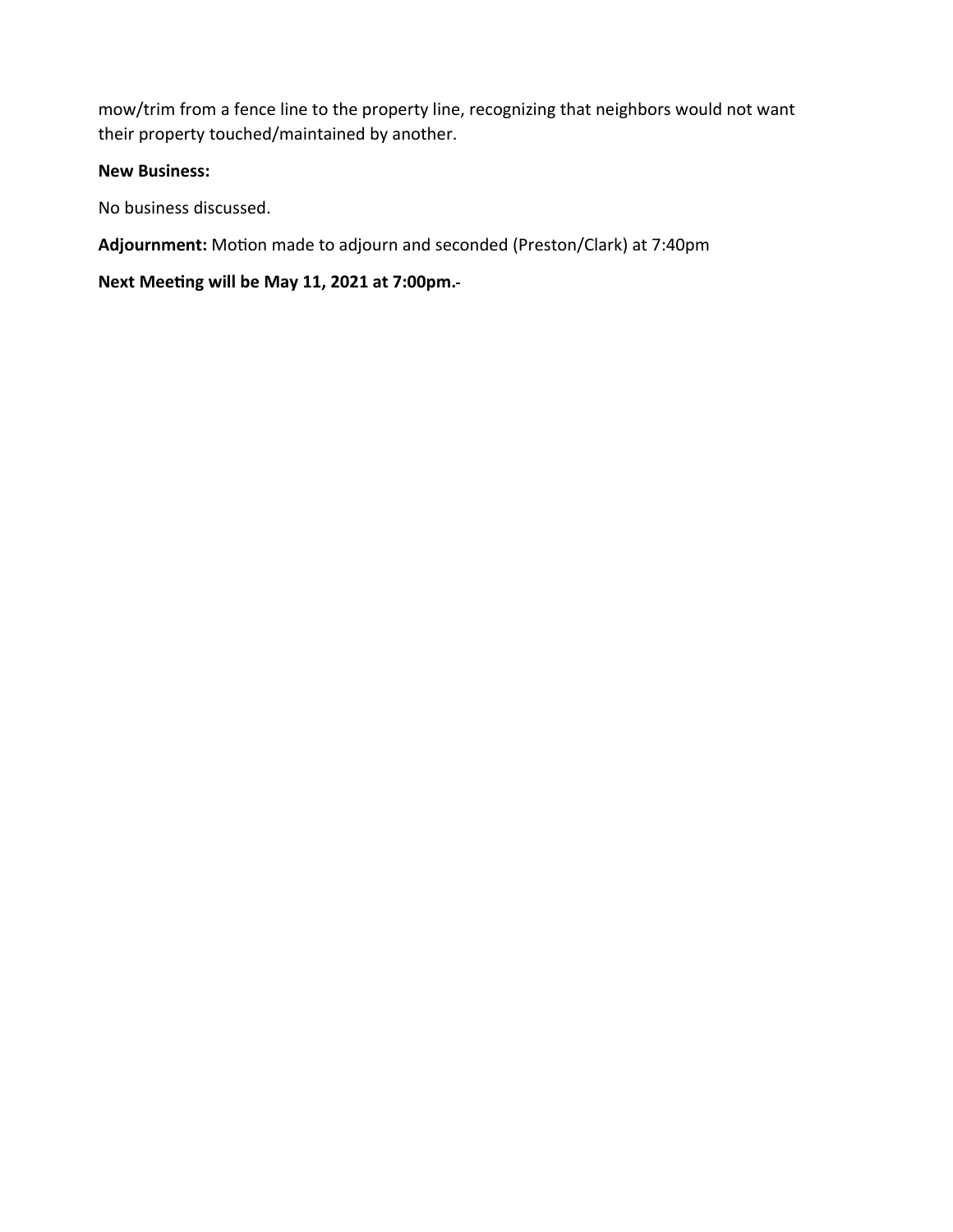mow/trim from a fence line to the property line, recognizing that neighbors would not want their property touched/maintained by another.

**New Business:**

No business discussed.

**Adjournment:** Motion made to adjourn and seconded (Preston/Clark) at 7:40pm

**Next Meeting will be May 11, 2021 at 7:00pm.-**